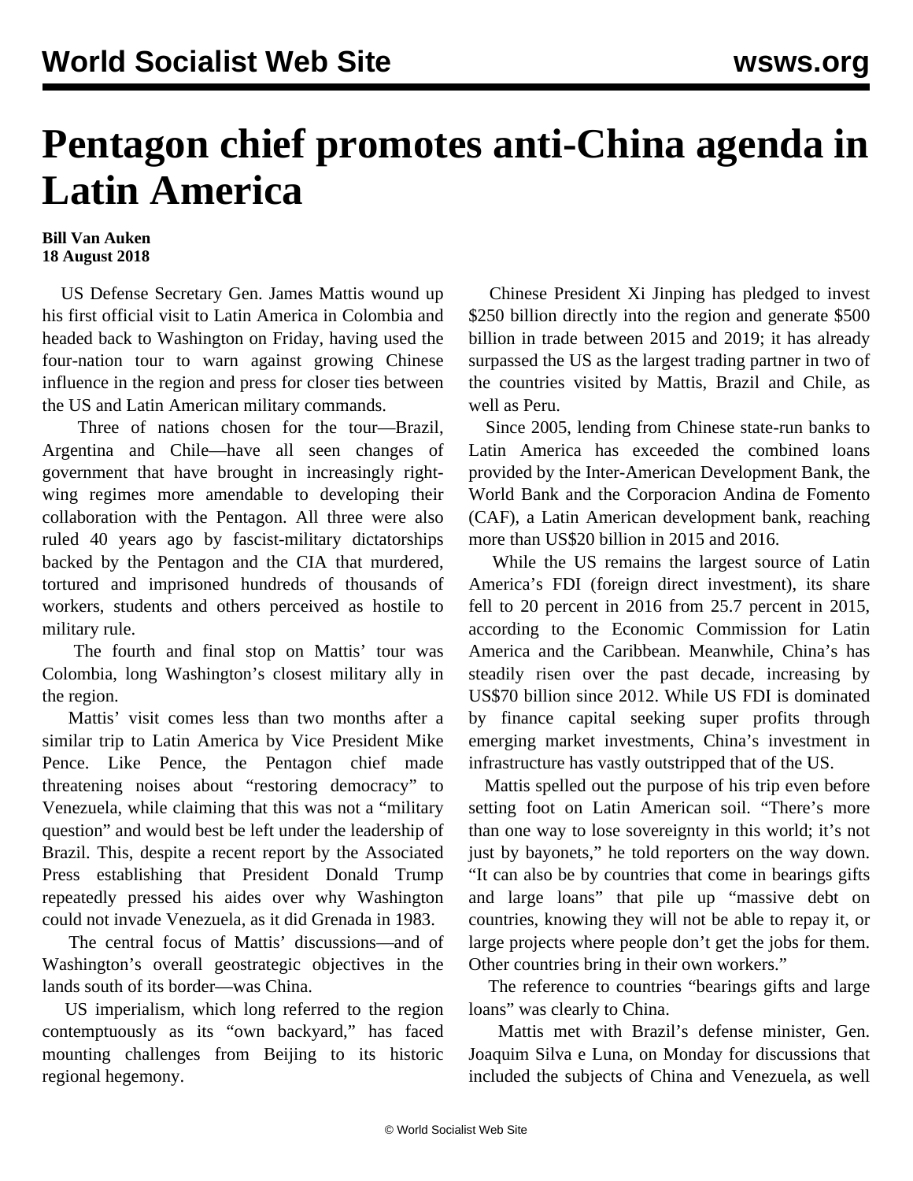# Pentagon chief promotes anti-China agenda in Latin America

**Bill Van Auken**
**18 August 2018**

US Defense Secretary Gen. James Mattis wound up his first official visit to Latin America in Colombia and headed back to Washington on Friday, having used the four-nation tour to warn against growing Chinese influence in the region and press for closer ties between the US and Latin American military commands.

Three of nations chosen for the tour—Brazil, Argentina and Chile—have all seen changes of government that have brought in increasingly right-wing regimes more amendable to developing their collaboration with the Pentagon. All three were also ruled 40 years ago by fascist-military dictatorships backed by the Pentagon and the CIA that murdered, tortured and imprisoned hundreds of thousands of workers, students and others perceived as hostile to military rule.

The fourth and final stop on Mattis' tour was Colombia, long Washington's closest military ally in the region.

Mattis' visit comes less than two months after a similar trip to Latin America by Vice President Mike Pence. Like Pence, the Pentagon chief made threatening noises about "restoring democracy" to Venezuela, while claiming that this was not a "military question" and would best be left under the leadership of Brazil. This, despite a recent report by the Associated Press establishing that President Donald Trump repeatedly pressed his aides over why Washington could not invade Venezuela, as it did Grenada in 1983.

The central focus of Mattis' discussions—and of Washington's overall geostrategic objectives in the lands south of its border—was China.

US imperialism, which long referred to the region contemptuously as its "own backyard," has faced mounting challenges from Beijing to its historic regional hegemony.

Chinese President Xi Jinping has pledged to invest $250 billion directly into the region and generate $500 billion in trade between 2015 and 2019; it has already surpassed the US as the largest trading partner in two of the countries visited by Mattis, Brazil and Chile, as well as Peru.

Since 2005, lending from Chinese state-run banks to Latin America has exceeded the combined loans provided by the Inter-American Development Bank, the World Bank and the Corporacion Andina de Fomento (CAF), a Latin American development bank, reaching more than US$20 billion in 2015 and 2016.

While the US remains the largest source of Latin America's FDI (foreign direct investment), its share fell to 20 percent in 2016 from 25.7 percent in 2015, according to the Economic Commission for Latin America and the Caribbean. Meanwhile, China's has steadily risen over the past decade, increasing by US$70 billion since 2012. While US FDI is dominated by finance capital seeking super profits through emerging market investments, China's investment in infrastructure has vastly outstripped that of the US.

Mattis spelled out the purpose of his trip even before setting foot on Latin American soil. "There's more than one way to lose sovereignty in this world; it's not just by bayonets," he told reporters on the way down. "It can also be by countries that come in bearings gifts and large loans" that pile up "massive debt on countries, knowing they will not be able to repay it, or large projects where people don't get the jobs for them. Other countries bring in their own workers."

The reference to countries "bearings gifts and large loans" was clearly to China.

Mattis met with Brazil's defense minister, Gen. Joaquim Silva e Luna, on Monday for discussions that included the subjects of China and Venezuela, as well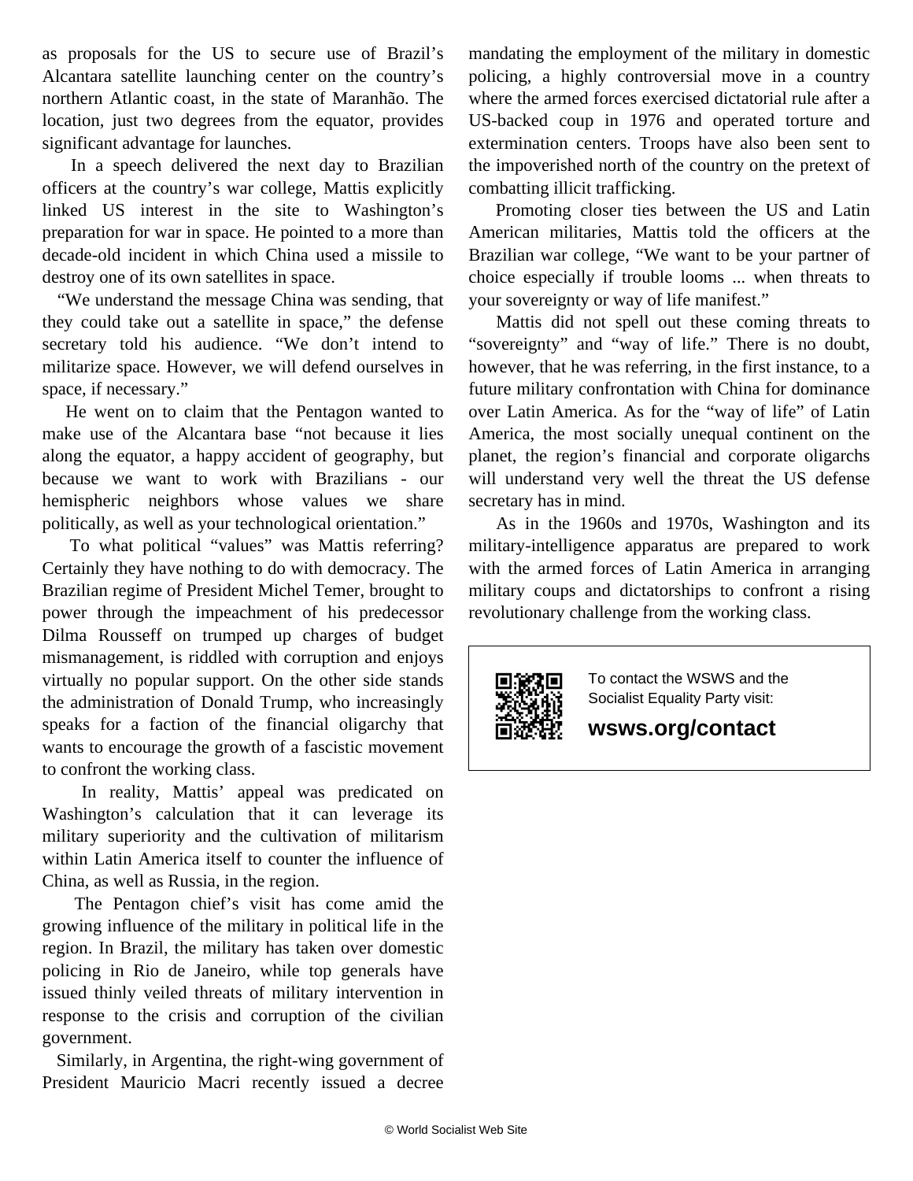as proposals for the US to secure use of Brazil's Alcantara satellite launching center on the country's northern Atlantic coast, in the state of Maranhão. The location, just two degrees from the equator, provides significant advantage for launches.

In a speech delivered the next day to Brazilian officers at the country's war college, Mattis explicitly linked US interest in the site to Washington's preparation for war in space. He pointed to a more than decade-old incident in which China used a missile to destroy one of its own satellites in space.

"We understand the message China was sending, that they could take out a satellite in space," the defense secretary told his audience. "We don't intend to militarize space. However, we will defend ourselves in space, if necessary."

He went on to claim that the Pentagon wanted to make use of the Alcantara base "not because it lies along the equator, a happy accident of geography, but because we want to work with Brazilians - our hemispheric neighbors whose values we share politically, as well as your technological orientation."

To what political "values" was Mattis referring? Certainly they have nothing to do with democracy. The Brazilian regime of President Michel Temer, brought to power through the impeachment of his predecessor Dilma Rousseff on trumped up charges of budget mismanagement, is riddled with corruption and enjoys virtually no popular support. On the other side stands the administration of Donald Trump, who increasingly speaks for a faction of the financial oligarchy that wants to encourage the growth of a fascistic movement to confront the working class.

In reality, Mattis' appeal was predicated on Washington's calculation that it can leverage its military superiority and the cultivation of militarism within Latin America itself to counter the influence of China, as well as Russia, in the region.

The Pentagon chief's visit has come amid the growing influence of the military in political life in the region. In Brazil, the military has taken over domestic policing in Rio de Janeiro, while top generals have issued thinly veiled threats of military intervention in response to the crisis and corruption of the civilian government.

Similarly, in Argentina, the right-wing government of President Mauricio Macri recently issued a decree mandating the employment of the military in domestic policing, a highly controversial move in a country where the armed forces exercised dictatorial rule after a US-backed coup in 1976 and operated torture and extermination centers. Troops have also been sent to the impoverished north of the country on the pretext of combatting illicit trafficking.

Promoting closer ties between the US and Latin American militaries, Mattis told the officers at the Brazilian war college, "We want to be your partner of choice especially if trouble looms ... when threats to your sovereignty or way of life manifest."

Mattis did not spell out these coming threats to "sovereignty" and "way of life." There is no doubt, however, that he was referring, in the first instance, to a future military confrontation with China for dominance over Latin America. As for the "way of life" of Latin America, the most socially unequal continent on the planet, the region's financial and corporate oligarchs will understand very well the threat the US defense secretary has in mind.

As in the 1960s and 1970s, Washington and its military-intelligence apparatus are prepared to work with the armed forces of Latin America in arranging military coups and dictatorships to confront a rising revolutionary challenge from the working class.

To contact the WSWS and the Socialist Equality Party visit:

**wsws.org/contact**